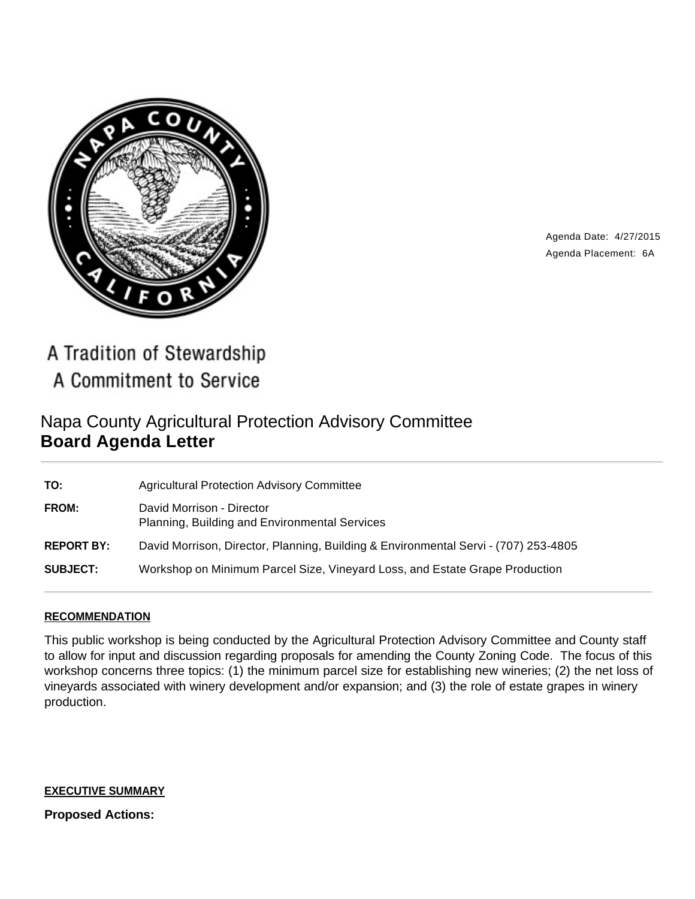Agenda Date: 4/27/2015
Agenda Placement: 6A

A Tradition of Stewardship
A Commitment to Service

# Napa County Agricultural Protection Advisory Committee
## Board Agenda Letter

| | |
|---|---|
| **TO:** | Agricultural Protection Advisory Committee |
| **FROM:** | David Morrison - Director<br>Planning, Building and Environmental Services |
| **REPORT BY:** | David Morrison, Director, Planning, Building & Environmental Servi - (707) 253-4805 |
| **SUBJECT:** | Workshop on Minimum Parcel Size, Vineyard Loss, and Estate Grape Production |

### RECOMMENDATION

This public workshop is being conducted by the Agricultural Protection Advisory Committee and County staff to allow for input and discussion regarding proposals for amending the County Zoning Code. The focus of this workshop concerns three topics: (1) the minimum parcel size for establishing new wineries; (2) the net loss of vineyards associated with winery development and/or expansion; and (3) the role of estate grapes in winery production.

### EXECUTIVE SUMMARY

**Proposed Actions:**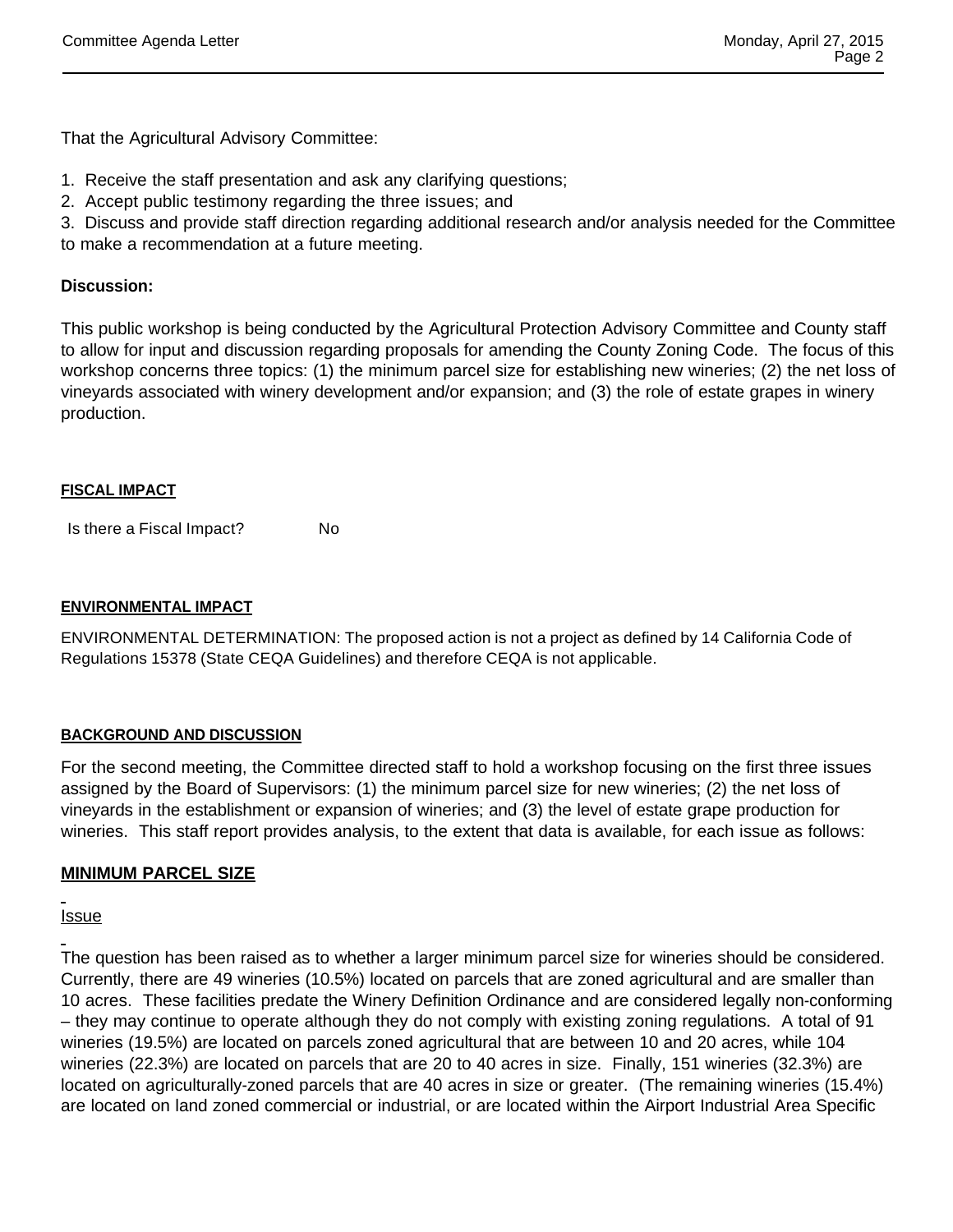That the Agricultural Advisory Committee:

1. Receive the staff presentation and ask any clarifying questions;
2. Accept public testimony regarding the three issues; and
3. Discuss and provide staff direction regarding additional research and/or analysis needed for the Committee to make a recommendation at a future meeting.

**Discussion:**

This public workshop is being conducted by the Agricultural Protection Advisory Committee and County staff to allow for input and discussion regarding proposals for amending the County Zoning Code. The focus of this workshop concerns three topics: (1) the minimum parcel size for establishing new wineries; (2) the net loss of vineyards associated with winery development and/or expansion; and (3) the role of estate grapes in winery production.

**FISCAL IMPACT**

Is there a Fiscal Impact? No

**ENVIRONMENTAL IMPACT**

ENVIRONMENTAL DETERMINATION: The proposed action is not a project as defined by 14 California Code of Regulations 15378 (State CEQA Guidelines) and therefore CEQA is not applicable.

**BACKGROUND AND DISCUSSION**

For the second meeting, the Committee directed staff to hold a workshop focusing on the first three issues assigned by the Board of Supervisors: (1) the minimum parcel size for new wineries; (2) the net loss of vineyards in the establishment or expansion of wineries; and (3) the level of estate grape production for wineries. This staff report provides analysis, to the extent that data is available, for each issue as follows:

## MINIMUM PARCEL SIZE

Issue

The question has been raised as to whether a larger minimum parcel size for wineries should be considered. Currently, there are 49 wineries (10.5%) located on parcels that are zoned agricultural and are smaller than 10 acres. These facilities predate the Winery Definition Ordinance and are considered legally non-conforming – they may continue to operate although they do not comply with existing zoning regulations. A total of 91 wineries (19.5%) are located on parcels zoned agricultural that are between 10 and 20 acres, while 104 wineries (22.3%) are located on parcels that are 20 to 40 acres in size. Finally, 151 wineries (32.3%) are located on agriculturally-zoned parcels that are 40 acres in size or greater. (The remaining wineries (15.4%) are located on land zoned commercial or industrial, or are located within the Airport Industrial Area Specific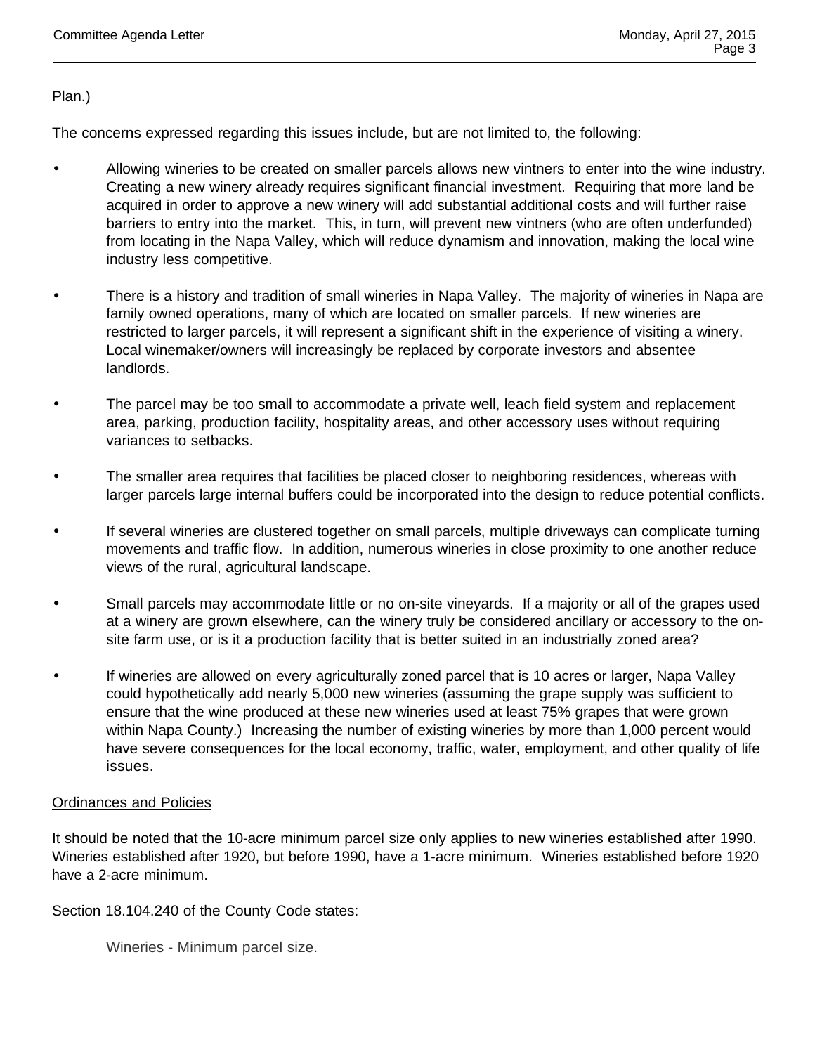Plan.)

The concerns expressed regarding this issues include, but are not limited to, the following:

- Allowing wineries to be created on smaller parcels allows new vintners to enter into the wine industry. Creating a new winery already requires significant financial investment. Requiring that more land be acquired in order to approve a new winery will add substantial additional costs and will further raise barriers to entry into the market. This, in turn, will prevent new vintners (who are often underfunded) from locating in the Napa Valley, which will reduce dynamism and innovation, making the local wine industry less competitive.

- There is a history and tradition of small wineries in Napa Valley. The majority of wineries in Napa are family owned operations, many of which are located on smaller parcels. If new wineries are restricted to larger parcels, it will represent a significant shift in the experience of visiting a winery. Local winemaker/owners will increasingly be replaced by corporate investors and absentee landlords.

- The parcel may be too small to accommodate a private well, leach field system and replacement area, parking, production facility, hospitality areas, and other accessory uses without requiring variances to setbacks.

- The smaller area requires that facilities be placed closer to neighboring residences, whereas with larger parcels large internal buffers could be incorporated into the design to reduce potential conflicts.

- If several wineries are clustered together on small parcels, multiple driveways can complicate turning movements and traffic flow. In addition, numerous wineries in close proximity to one another reduce views of the rural, agricultural landscape.

- Small parcels may accommodate little or no on-site vineyards. If a majority or all of the grapes used at a winery are grown elsewhere, can the winery truly be considered ancillary or accessory to the on-site farm use, or is it a production facility that is better suited in an industrially zoned area?

- If wineries are allowed on every agriculturally zoned parcel that is 10 acres or larger, Napa Valley could hypothetically add nearly 5,000 new wineries (assuming the grape supply was sufficient to ensure that the wine produced at these new wineries used at least 75% grapes that were grown within Napa County.) Increasing the number of existing wineries by more than 1,000 percent would have severe consequences for the local economy, traffic, water, employment, and other quality of life issues.

<u>Ordinances and Policies</u>

It should be noted that the 10-acre minimum parcel size only applies to new wineries established after 1990. Wineries established after 1920, but before 1990, have a 1-acre minimum. Wineries established before 1920 have a 2-acre minimum.

Section 18.104.240 of the County Code states:

> Wineries - Minimum parcel size.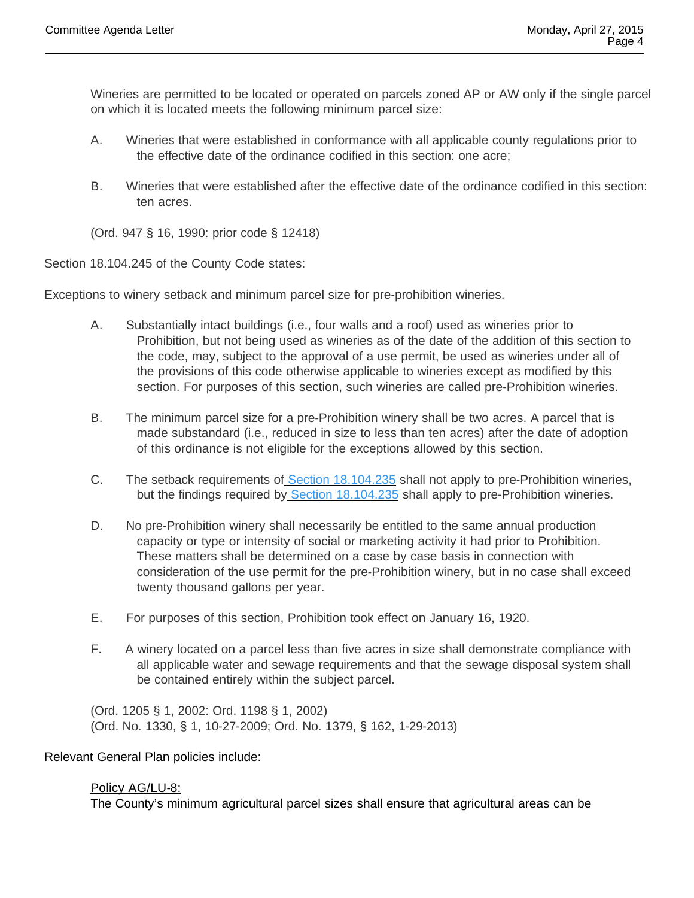Wineries are permitted to be located or operated on parcels zoned AP or AW only if the single parcel on which it is located meets the following minimum parcel size:

A. Wineries that were established in conformance with all applicable county regulations prior to the effective date of the ordinance codified in this section: one acre;

B. Wineries that were established after the effective date of the ordinance codified in this section: ten acres.

(Ord. 947 § 16, 1990: prior code § 12418)

Section 18.104.245 of the County Code states:

Exceptions to winery setback and minimum parcel size for pre-prohibition wineries.

A. Substantially intact buildings (i.e., four walls and a roof) used as wineries prior to Prohibition, but not being used as wineries as of the date of the addition of this section to the code, may, subject to the approval of a use permit, be used as wineries under all of the provisions of this code otherwise applicable to wineries except as modified by this section. For purposes of this section, such wineries are called pre-Prohibition wineries.

B. The minimum parcel size for a pre-Prohibition winery shall be two acres. A parcel that is made substandard (i.e., reduced in size to less than ten acres) after the date of adoption of this ordinance is not eligible for the exceptions allowed by this section.

C. The setback requirements of Section 18.104.235 shall not apply to pre-Prohibition wineries, but the findings required by Section 18.104.235 shall apply to pre-Prohibition wineries.

D. No pre-Prohibition winery shall necessarily be entitled to the same annual production capacity or type or intensity of social or marketing activity it had prior to Prohibition. These matters shall be determined on a case by case basis in connection with consideration of the use permit for the pre-Prohibition winery, but in no case shall exceed twenty thousand gallons per year.

E. For purposes of this section, Prohibition took effect on January 16, 1920.

F. A winery located on a parcel less than five acres in size shall demonstrate compliance with all applicable water and sewage requirements and that the sewage disposal system shall be contained entirely within the subject parcel.

(Ord. 1205 § 1, 2002: Ord. 1198 § 1, 2002)
(Ord. No. 1330, § 1, 10-27-2009; Ord. No. 1379, § 162, 1-29-2013)

Relevant General Plan policies include:

Policy AG/LU-8:
The County's minimum agricultural parcel sizes shall ensure that agricultural areas can be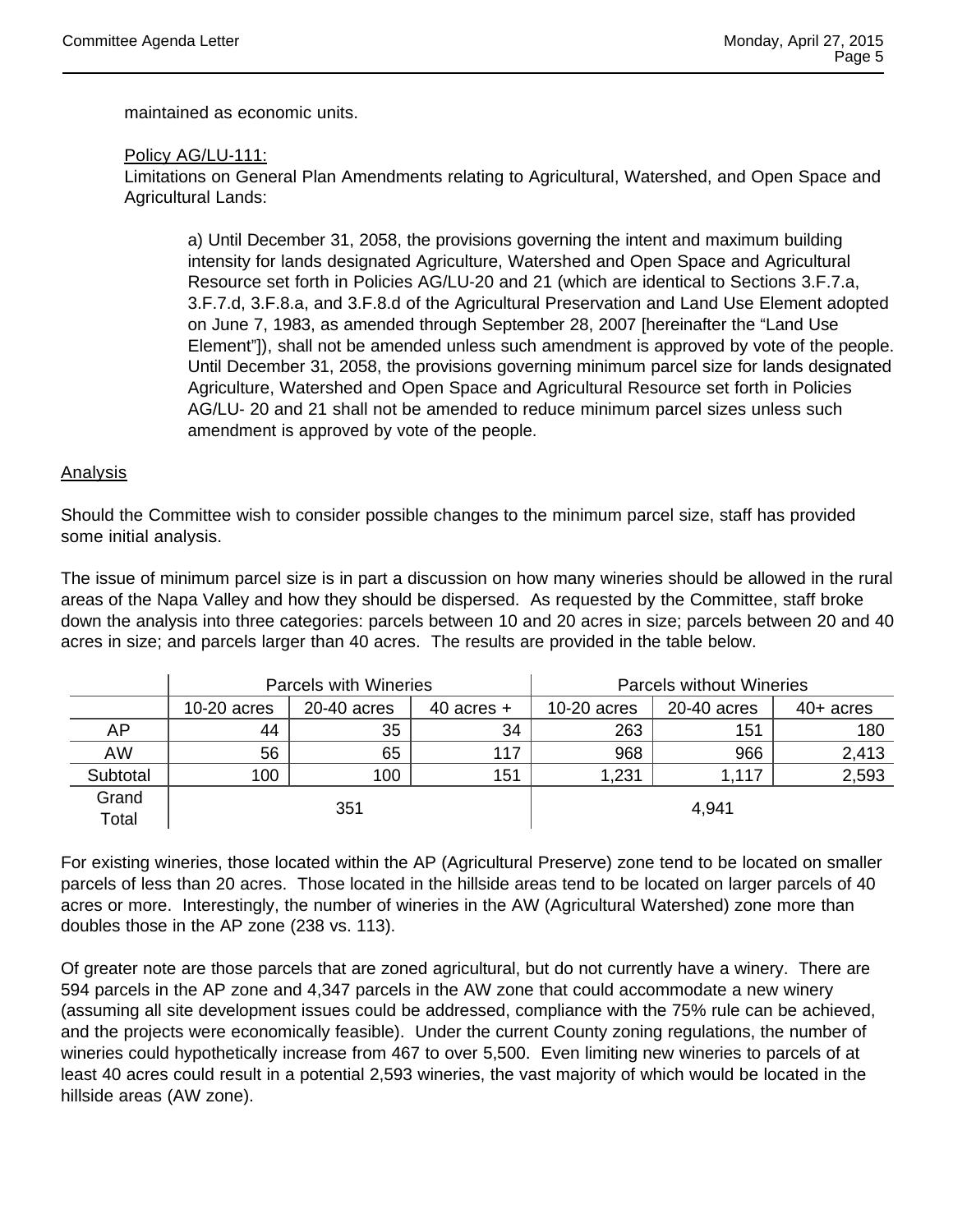maintained as economic units.

Policy AG/LU-111:
Limitations on General Plan Amendments relating to Agricultural, Watershed, and Open Space and Agricultural Lands:

> a) Until December 31, 2058, the provisions governing the intent and maximum building intensity for lands designated Agriculture, Watershed and Open Space and Agricultural Resource set forth in Policies AG/LU-20 and 21 (which are identical to Sections 3.F.7.a, 3.F.7.d, 3.F.8.a, and 3.F.8.d of the Agricultural Preservation and Land Use Element adopted on June 7, 1983, as amended through September 28, 2007 [hereinafter the "Land Use Element"]), shall not be amended unless such amendment is approved by vote of the people. Until December 31, 2058, the provisions governing minimum parcel size for lands designated Agriculture, Watershed and Open Space and Agricultural Resource set forth in Policies AG/LU- 20 and 21 shall not be amended to reduce minimum parcel sizes unless such amendment is approved by vote of the people.

Analysis

Should the Committee wish to consider possible changes to the minimum parcel size, staff has provided some initial analysis.

The issue of minimum parcel size is in part a discussion on how many wineries should be allowed in the rural areas of the Napa Valley and how they should be dispersed. As requested by the Committee, staff broke down the analysis into three categories: parcels between 10 and 20 acres in size; parcels between 20 and 40 acres in size; and parcels larger than 40 acres. The results are provided in the table below.

| | Parcels with Wineries | | | Parcels without Wineries | | |
|---|---|---|---|---|---|---|
| | 10-20 acres | 20-40 acres | 40 acres + | 10-20 acres | 20-40 acres | 40+ acres |
| AP | 44 | 35 | 34 | 263 | 151 | 180 |
| AW | 56 | 65 | 117 | 968 | 966 | 2,413 |
| Subtotal | 100 | 100 | 151 | 1,231 | 1,117 | 2,593 |
| Grand Total | 351 | | | 4,941 | | |

For existing wineries, those located within the AP (Agricultural Preserve) zone tend to be located on smaller parcels of less than 20 acres. Those located in the hillside areas tend to be located on larger parcels of 40 acres or more. Interestingly, the number of wineries in the AW (Agricultural Watershed) zone more than doubles those in the AP zone (238 vs. 113).

Of greater note are those parcels that are zoned agricultural, but do not currently have a winery. There are 594 parcels in the AP zone and 4,347 parcels in the AW zone that could accommodate a new winery (assuming all site development issues could be addressed, compliance with the 75% rule can be achieved, and the projects were economically feasible). Under the current County zoning regulations, the number of wineries could hypothetically increase from 467 to over 5,500. Even limiting new wineries to parcels of at least 40 acres could result in a potential 2,593 wineries, the vast majority of which would be located in the hillside areas (AW zone).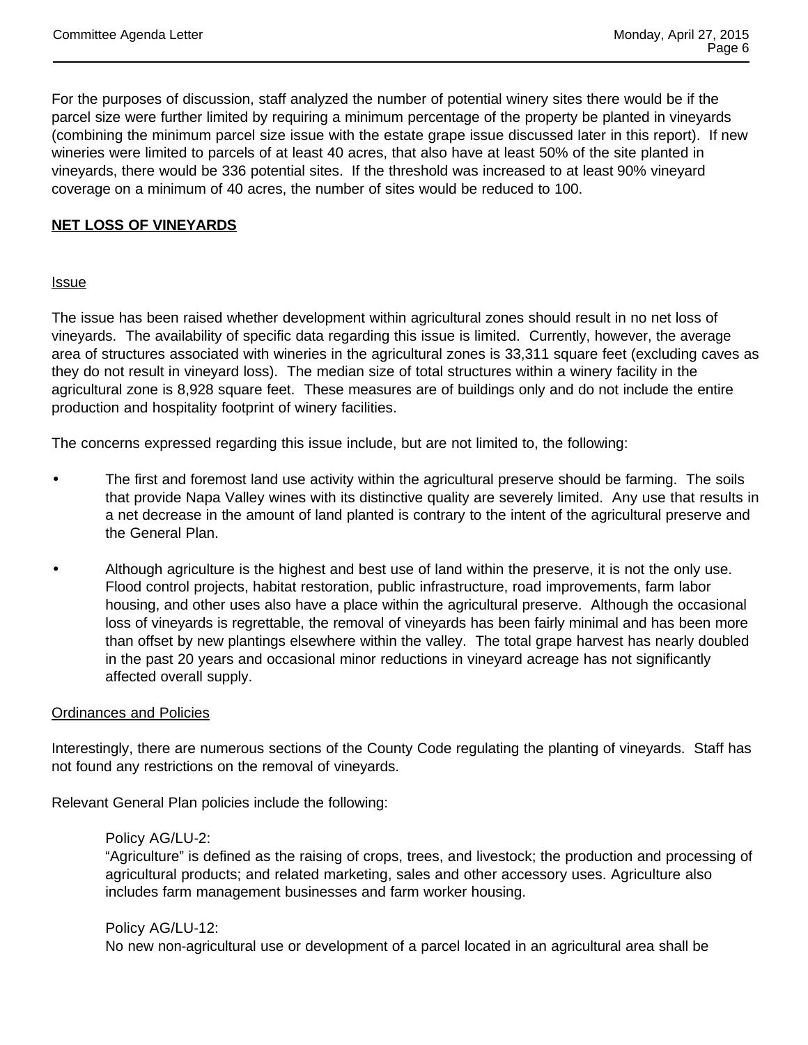For the purposes of discussion, staff analyzed the number of potential winery sites there would be if the parcel size were further limited by requiring a minimum percentage of the property be planted in vineyards (combining the minimum parcel size issue with the estate grape issue discussed later in this report). If new wineries were limited to parcels of at least 40 acres, that also have at least 50% of the site planted in vineyards, there would be 336 potential sites. If the threshold was increased to at least 90% vineyard coverage on a minimum of 40 acres, the number of sites would be reduced to 100.

## NET LOSS OF VINEYARDS

### Issue

The issue has been raised whether development within agricultural zones should result in no net loss of vineyards. The availability of specific data regarding this issue is limited. Currently, however, the average area of structures associated with wineries in the agricultural zones is 33,311 square feet (excluding caves as they do not result in vineyard loss). The median size of total structures within a winery facility in the agricultural zone is 8,928 square feet. These measures are of buildings only and do not include the entire production and hospitality footprint of winery facilities.

The concerns expressed regarding this issue include, but are not limited to, the following:

- The first and foremost land use activity within the agricultural preserve should be farming. The soils that provide Napa Valley wines with its distinctive quality are severely limited. Any use that results in a net decrease in the amount of land planted is contrary to the intent of the agricultural preserve and the General Plan.
- Although agriculture is the highest and best use of land within the preserve, it is not the only use. Flood control projects, habitat restoration, public infrastructure, road improvements, farm labor housing, and other uses also have a place within the agricultural preserve. Although the occasional loss of vineyards is regrettable, the removal of vineyards has been fairly minimal and has been more than offset by new plantings elsewhere within the valley. The total grape harvest has nearly doubled in the past 20 years and occasional minor reductions in vineyard acreage has not significantly affected overall supply.

### Ordinances and Policies

Interestingly, there are numerous sections of the County Code regulating the planting of vineyards. Staff has not found any restrictions on the removal of vineyards.

Relevant General Plan policies include the following:

> Policy AG/LU-2:
> "Agriculture" is defined as the raising of crops, trees, and livestock; the production and processing of agricultural products; and related marketing, sales and other accessory uses. Agriculture also includes farm management businesses and farm worker housing.
>
> Policy AG/LU-12:
> No new non-agricultural use or development of a parcel located in an agricultural area shall be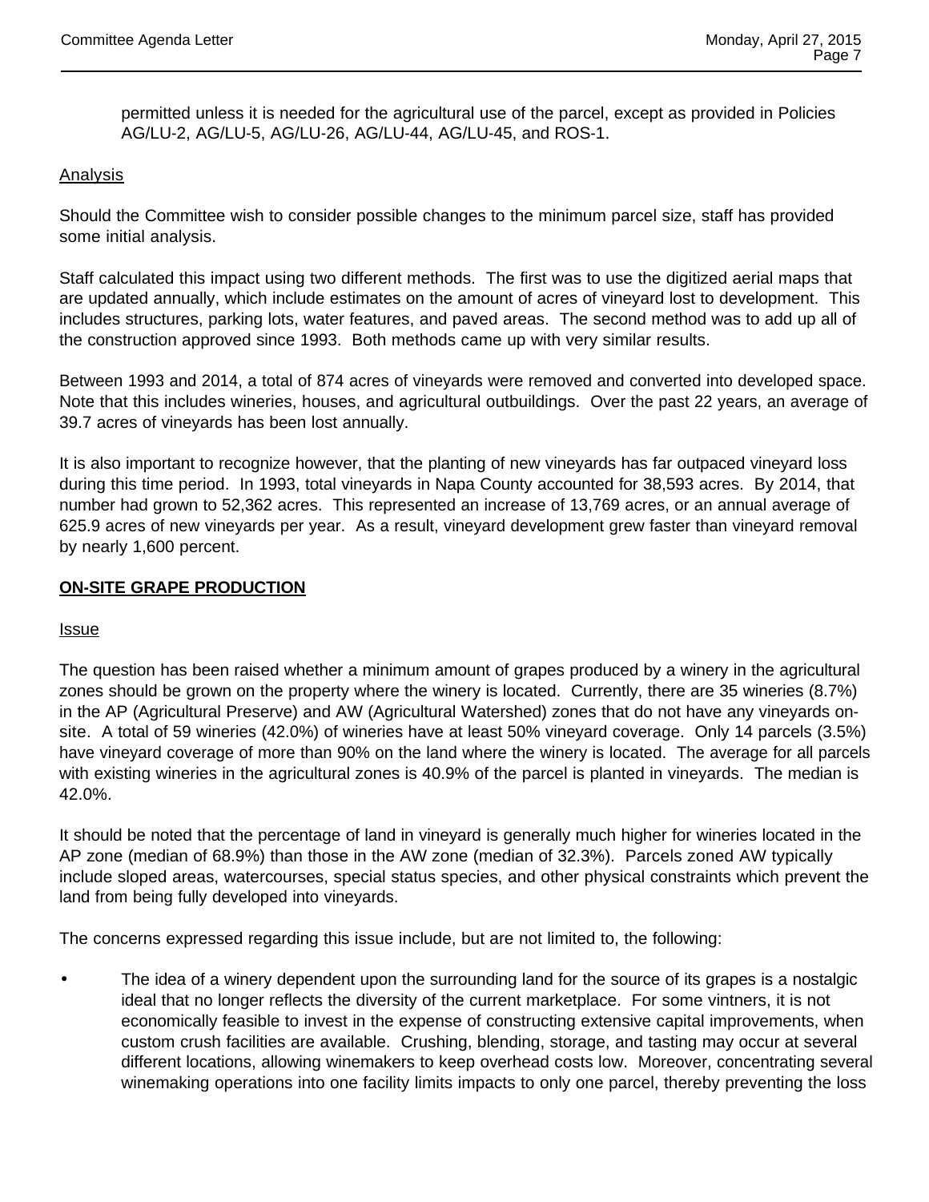permitted unless it is needed for the agricultural use of the parcel, except as provided in Policies AG/LU-2, AG/LU-5, AG/LU-26, AG/LU-44, AG/LU-45, and ROS-1.

Analysis

Should the Committee wish to consider possible changes to the minimum parcel size, staff has provided some initial analysis.

Staff calculated this impact using two different methods. The first was to use the digitized aerial maps that are updated annually, which include estimates on the amount of acres of vineyard lost to development. This includes structures, parking lots, water features, and paved areas. The second method was to add up all of the construction approved since 1993. Both methods came up with very similar results.

Between 1993 and 2014, a total of 874 acres of vineyards were removed and converted into developed space. Note that this includes wineries, houses, and agricultural outbuildings. Over the past 22 years, an average of 39.7 acres of vineyards has been lost annually.

It is also important to recognize however, that the planting of new vineyards has far outpaced vineyard loss during this time period. In 1993, total vineyards in Napa County accounted for 38,593 acres. By 2014, that number had grown to 52,362 acres. This represented an increase of 13,769 acres, or an annual average of 625.9 acres of new vineyards per year. As a result, vineyard development grew faster than vineyard removal by nearly 1,600 percent.

**ON-SITE GRAPE PRODUCTION**

Issue

The question has been raised whether a minimum amount of grapes produced by a winery in the agricultural zones should be grown on the property where the winery is located. Currently, there are 35 wineries (8.7%) in the AP (Agricultural Preserve) and AW (Agricultural Watershed) zones that do not have any vineyards on-site. A total of 59 wineries (42.0%) of wineries have at least 50% vineyard coverage. Only 14 parcels (3.5%) have vineyard coverage of more than 90% on the land where the winery is located. The average for all parcels with existing wineries in the agricultural zones is 40.9% of the parcel is planted in vineyards. The median is 42.0%.

It should be noted that the percentage of land in vineyard is generally much higher for wineries located in the AP zone (median of 68.9%) than those in the AW zone (median of 32.3%). Parcels zoned AW typically include sloped areas, watercourses, special status species, and other physical constraints which prevent the land from being fully developed into vineyards.

The concerns expressed regarding this issue include, but are not limited to, the following:

- The idea of a winery dependent upon the surrounding land for the source of its grapes is a nostalgic ideal that no longer reflects the diversity of the current marketplace. For some vintners, it is not economically feasible to invest in the expense of constructing extensive capital improvements, when custom crush facilities are available. Crushing, blending, storage, and tasting may occur at several different locations, allowing winemakers to keep overhead costs low. Moreover, concentrating several winemaking operations into one facility limits impacts to only one parcel, thereby preventing the loss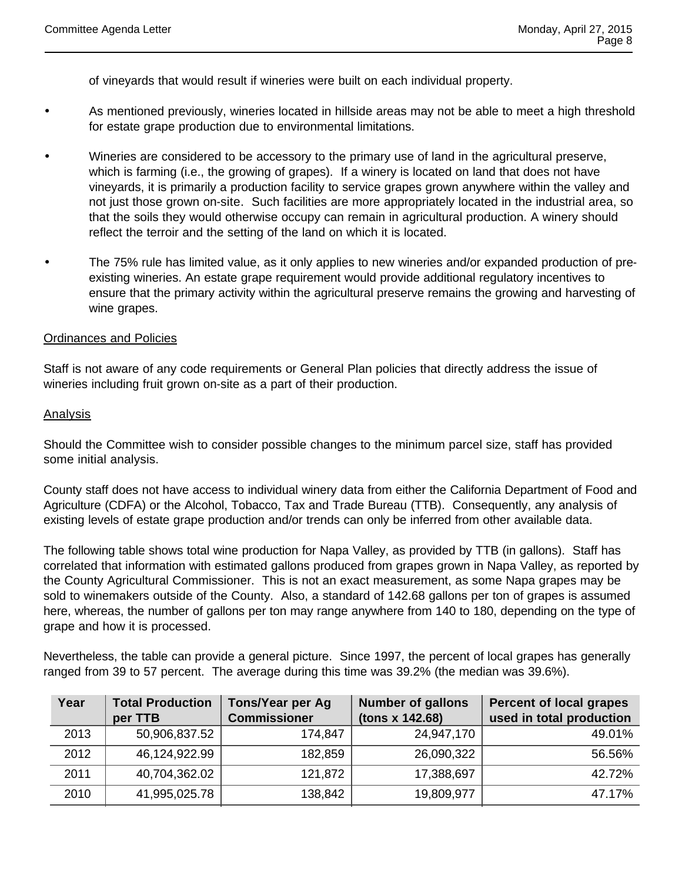of vineyards that would result if wineries were built on each individual property.

- As mentioned previously, wineries located in hillside areas may not be able to meet a high threshold for estate grape production due to environmental limitations.

- Wineries are considered to be accessory to the primary use of land in the agricultural preserve, which is farming (i.e., the growing of grapes). If a winery is located on land that does not have vineyards, it is primarily a production facility to service grapes grown anywhere within the valley and not just those grown on-site. Such facilities are more appropriately located in the industrial area, so that the soils they would otherwise occupy can remain in agricultural production. A winery should reflect the terroir and the setting of the land on which it is located.

- The 75% rule has limited value, as it only applies to new wineries and/or expanded production of pre-existing wineries. An estate grape requirement would provide additional regulatory incentives to ensure that the primary activity within the agricultural preserve remains the growing and harvesting of wine grapes.

Ordinances and Policies

Staff is not aware of any code requirements or General Plan policies that directly address the issue of wineries including fruit grown on-site as a part of their production.

Analysis

Should the Committee wish to consider possible changes to the minimum parcel size, staff has provided some initial analysis.

County staff does not have access to individual winery data from either the California Department of Food and Agriculture (CDFA) or the Alcohol, Tobacco, Tax and Trade Bureau (TTB). Consequently, any analysis of existing levels of estate grape production and/or trends can only be inferred from other available data.

The following table shows total wine production for Napa Valley, as provided by TTB (in gallons). Staff has correlated that information with estimated gallons produced from grapes grown in Napa Valley, as reported by the County Agricultural Commissioner. This is not an exact measurement, as some Napa grapes may be sold to winemakers outside of the County. Also, a standard of 142.68 gallons per ton of grapes is assumed here, whereas, the number of gallons per ton may range anywhere from 140 to 180, depending on the type of grape and how it is processed.

Nevertheless, the table can provide a general picture. Since 1997, the percent of local grapes has generally ranged from 39 to 57 percent. The average during this time was 39.2% (the median was 39.6%).

| Year | Total Production per TTB | Tons/Year per Ag Commissioner | Number of gallons (tons x 142.68) | Percent of local grapes used in total production |
|---|---|---|---|---|
| 2013 | 50,906,837.52 | 174,847 | 24,947,170 | 49.01% |
| 2012 | 46,124,922.99 | 182,859 | 26,090,322 | 56.56% |
| 2011 | 40,704,362.02 | 121,872 | 17,388,697 | 42.72% |
| 2010 | 41,995,025.78 | 138,842 | 19,809,977 | 47.17% |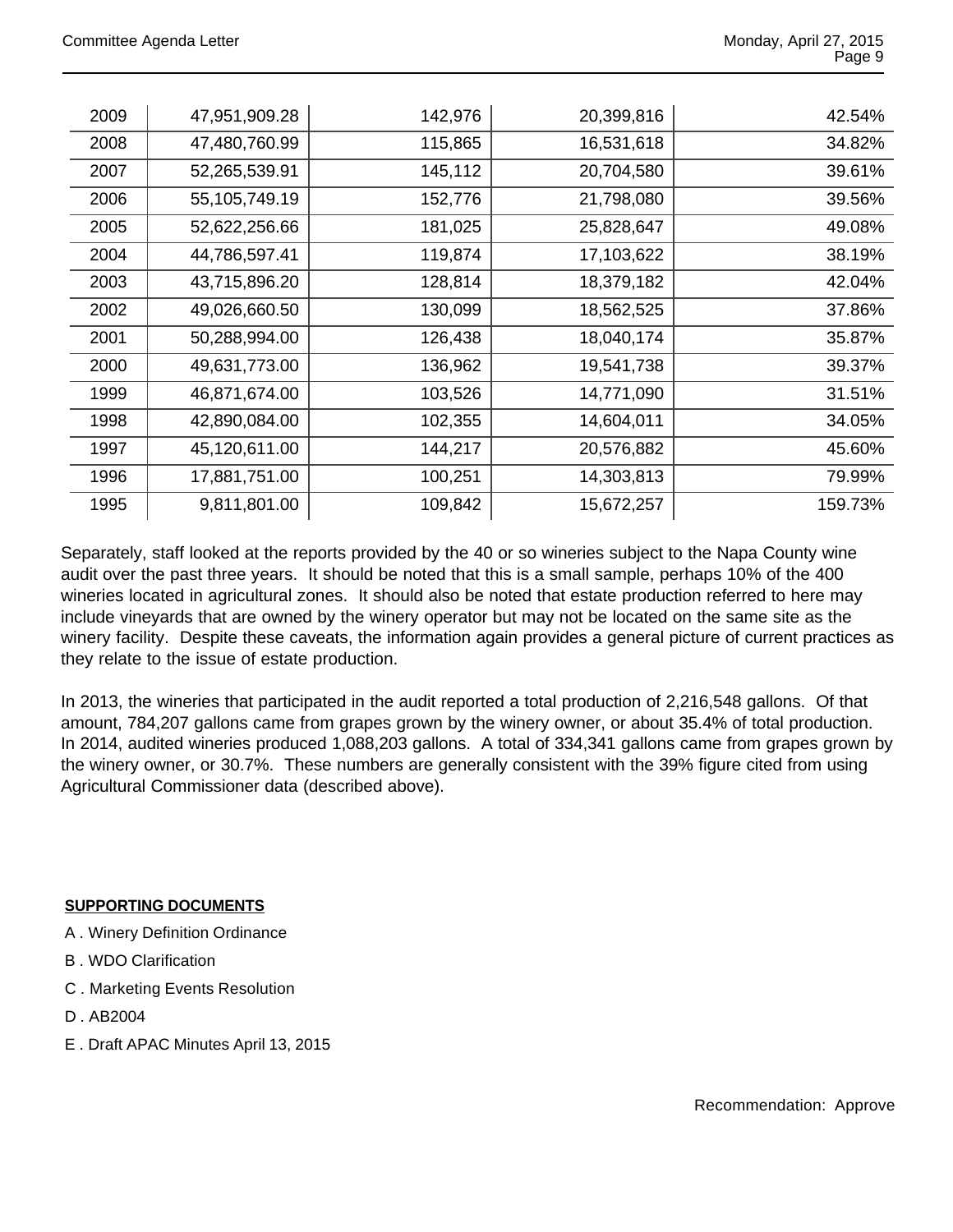| | | | | |
|---|---|---|---|---|
| 2009 | 47,951,909.28 | 142,976 | 20,399,816 | 42.54% |
| 2008 | 47,480,760.99 | 115,865 | 16,531,618 | 34.82% |
| 2007 | 52,265,539.91 | 145,112 | 20,704,580 | 39.61% |
| 2006 | 55,105,749.19 | 152,776 | 21,798,080 | 39.56% |
| 2005 | 52,622,256.66 | 181,025 | 25,828,647 | 49.08% |
| 2004 | 44,786,597.41 | 119,874 | 17,103,622 | 38.19% |
| 2003 | 43,715,896.20 | 128,814 | 18,379,182 | 42.04% |
| 2002 | 49,026,660.50 | 130,099 | 18,562,525 | 37.86% |
| 2001 | 50,288,994.00 | 126,438 | 18,040,174 | 35.87% |
| 2000 | 49,631,773.00 | 136,962 | 19,541,738 | 39.37% |
| 1999 | 46,871,674.00 | 103,526 | 14,771,090 | 31.51% |
| 1998 | 42,890,084.00 | 102,355 | 14,604,011 | 34.05% |
| 1997 | 45,120,611.00 | 144,217 | 20,576,882 | 45.60% |
| 1996 | 17,881,751.00 | 100,251 | 14,303,813 | 79.99% |
| 1995 | 9,811,801.00 | 109,842 | 15,672,257 | 159.73% |

Separately, staff looked at the reports provided by the 40 or so wineries subject to the Napa County wine audit over the past three years. It should be noted that this is a small sample, perhaps 10% of the 400 wineries located in agricultural zones. It should also be noted that estate production referred to here may include vineyards that are owned by the winery operator but may not be located on the same site as the winery facility. Despite these caveats, the information again provides a general picture of current practices as they relate to the issue of estate production.

In 2013, the wineries that participated in the audit reported a total production of 2,216,548 gallons. Of that amount, 784,207 gallons came from grapes grown by the winery owner, or about 35.4% of total production. In 2014, audited wineries produced 1,088,203 gallons. A total of 334,341 gallons came from grapes grown by the winery owner, or 30.7%. These numbers are generally consistent with the 39% figure cited from using Agricultural Commissioner data (described above).

**SUPPORTING DOCUMENTS**

A . Winery Definition Ordinance

B . WDO Clarification

C . Marketing Events Resolution

D . AB2004

E . Draft APAC Minutes April 13, 2015

Recommendation: Approve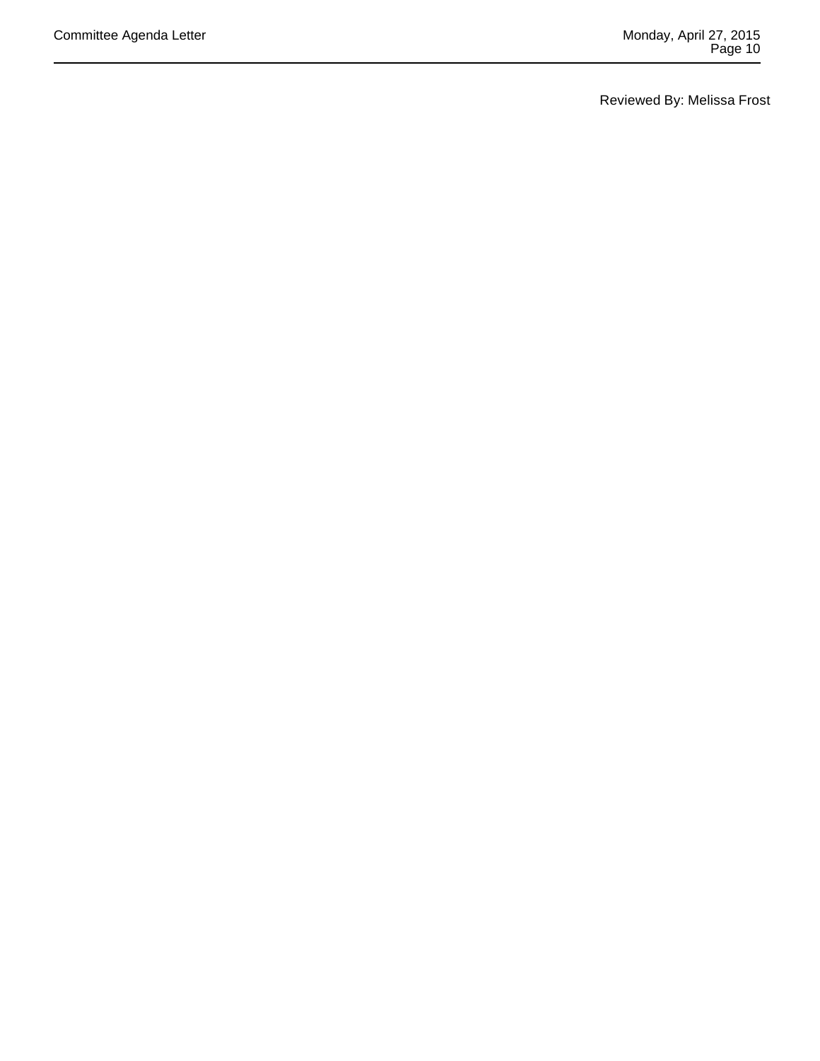Reviewed By: Melissa Frost